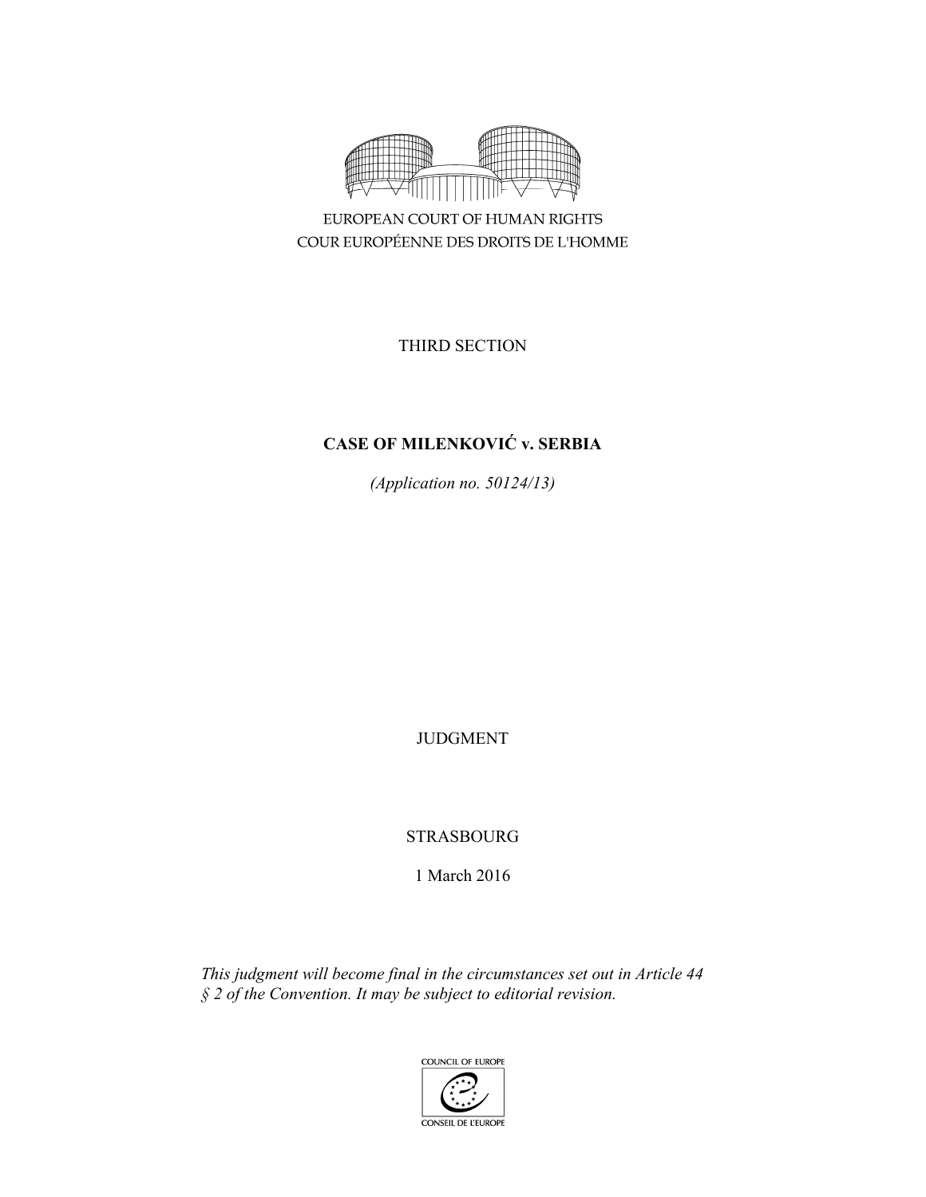EUROPEAN COURT OF HUMAN RIGHTS

COUR EUROPÉENNE DES DROITS DE L'HOMME

THIRD SECTION

# CASE OF MILENKOVIĆ v. SERBIA

*(Application no. 50124/13)*

JUDGMENT

STRASBOURG

1 March 2016

*This judgment will become final in the circumstances set out in Article 44 § 2 of the Convention. It may be subject to editorial revision.*

COUNCIL OF EUROPE

CONSEIL DE L'EUROPE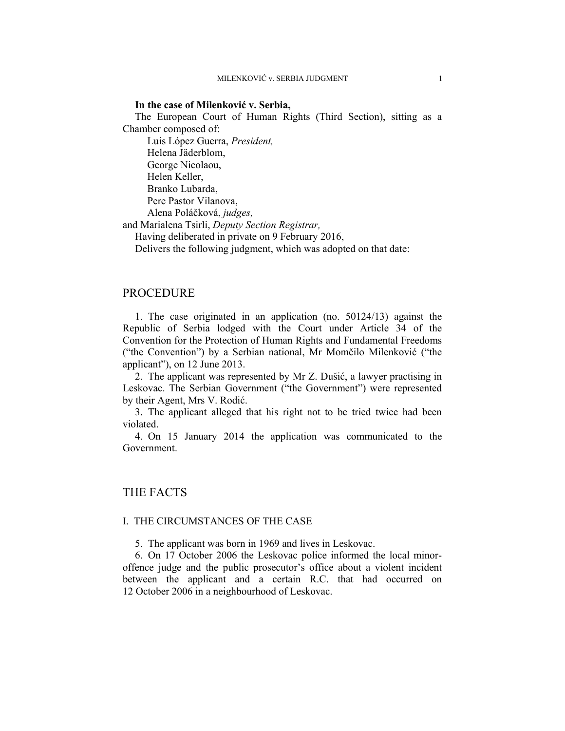**In the case of Milenković v. Serbia,**

The European Court of Human Rights (Third Section), sitting as a Chamber composed of:

Luis López Guerra, *President,*
Helena Jäderblom,
George Nicolaou,
Helen Keller,
Branko Lubarda,
Pere Pastor Vilanova,
Alena Poláčková, *judges,*

and Marialena Tsirli, *Deputy Section Registrar,*

Having deliberated in private on 9 February 2016,

Delivers the following judgment, which was adopted on that date:

# PROCEDURE

1. The case originated in an application (no. 50124/13) against the Republic of Serbia lodged with the Court under Article 34 of the Convention for the Protection of Human Rights and Fundamental Freedoms ("the Convention") by a Serbian national, Mr Momčilo Milenković ("the applicant"), on 12 June 2013.

2. The applicant was represented by Mr Z. Đušić, a lawyer practising in Leskovac. The Serbian Government ("the Government") were represented by their Agent, Mrs V. Rodić.

3. The applicant alleged that his right not to be tried twice had been violated.

4. On 15 January 2014 the application was communicated to the Government.

# THE FACTS

## I. THE CIRCUMSTANCES OF THE CASE

5. The applicant was born in 1969 and lives in Leskovac.

6. On 17 October 2006 the Leskovac police informed the local minor-offence judge and the public prosecutor's office about a violent incident between the applicant and a certain R.C. that had occurred on 12 October 2006 in a neighbourhood of Leskovac.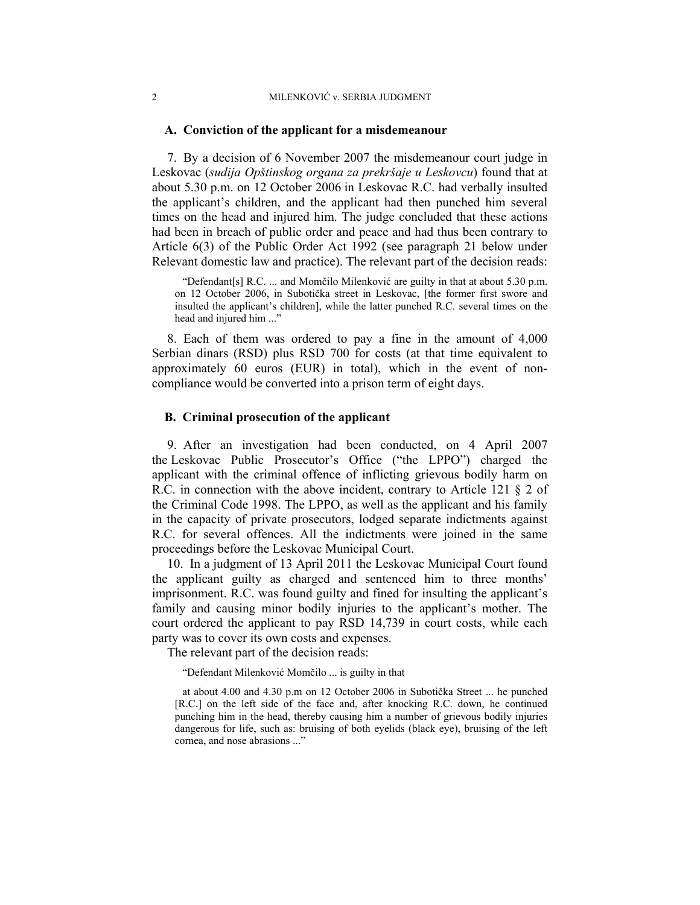### A. Conviction of the applicant for a misdemeanour

7. By a decision of 6 November 2007 the misdemeanour court judge in Leskovac (*sudija Opštinskog organa za prekršaje u Leskovcu*) found that at about 5.30 p.m. on 12 October 2006 in Leskovac R.C. had verbally insulted the applicant's children, and the applicant had then punched him several times on the head and injured him. The judge concluded that these actions had been in breach of public order and peace and had thus been contrary to Article 6(3) of the Public Order Act 1992 (see paragraph 21 below under Relevant domestic law and practice). The relevant part of the decision reads:

> "Defendant[s] R.C. ... and Momčilo Milenković are guilty in that at about 5.30 p.m. on 12 October 2006, in Subotička street in Leskovac, [the former first swore and insulted the applicant's children], while the latter punched R.C. several times on the head and injured him ..."

8. Each of them was ordered to pay a fine in the amount of 4,000 Serbian dinars (RSD) plus RSD 700 for costs (at that time equivalent to approximately 60 euros (EUR) in total), which in the event of non-compliance would be converted into a prison term of eight days.

### B. Criminal prosecution of the applicant

9. After an investigation had been conducted, on 4 April 2007 the Leskovac Public Prosecutor's Office ("the LPPO") charged the applicant with the criminal offence of inflicting grievous bodily harm on R.C. in connection with the above incident, contrary to Article 121 § 2 of the Criminal Code 1998. The LPPO, as well as the applicant and his family in the capacity of private prosecutors, lodged separate indictments against R.C. for several offences. All the indictments were joined in the same proceedings before the Leskovac Municipal Court.

10. In a judgment of 13 April 2011 the Leskovac Municipal Court found the applicant guilty as charged and sentenced him to three months' imprisonment. R.C. was found guilty and fined for insulting the applicant's family and causing minor bodily injuries to the applicant's mother. The court ordered the applicant to pay RSD 14,739 in court costs, while each party was to cover its own costs and expenses.

The relevant part of the decision reads:

> "Defendant Milenković Momčilo ... is guilty in that
>
> at about 4.00 and 4.30 p.m on 12 October 2006 in Subotička Street ... he punched [R.C.] on the left side of the face and, after knocking R.C. down, he continued punching him in the head, thereby causing him a number of grievous bodily injuries dangerous for life, such as: bruising of both eyelids (black eye), bruising of the left cornea, and nose abrasions ..."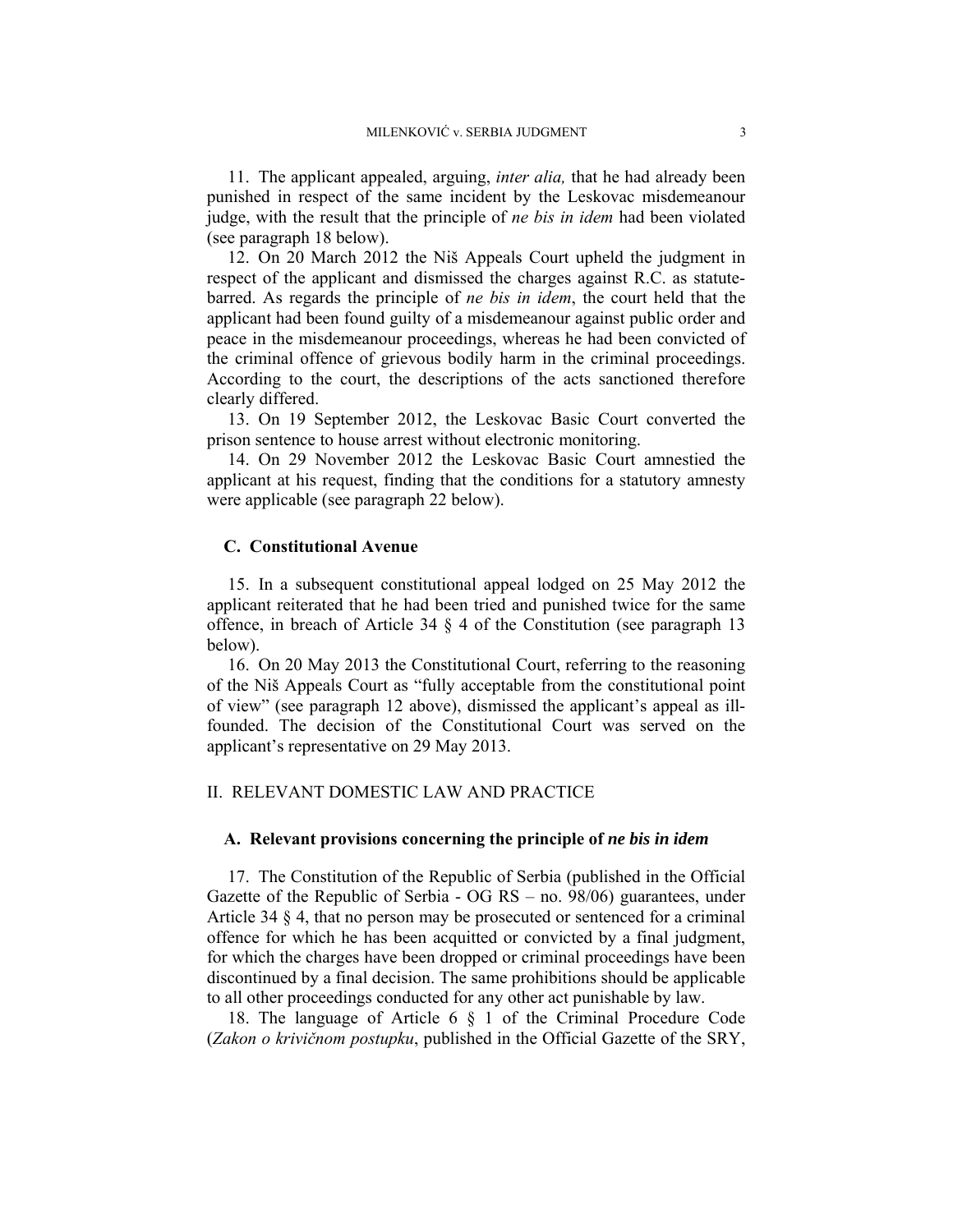11. The applicant appealed, arguing, *inter alia,* that he had already been punished in respect of the same incident by the Leskovac misdemeanour judge, with the result that the principle of *ne bis in idem* had been violated (see paragraph 18 below).

12. On 20 March 2012 the Niš Appeals Court upheld the judgment in respect of the applicant and dismissed the charges against R.C. as statute-barred. As regards the principle of *ne bis in idem*, the court held that the applicant had been found guilty of a misdemeanour against public order and peace in the misdemeanour proceedings, whereas he had been convicted of the criminal offence of grievous bodily harm in the criminal proceedings. According to the court, the descriptions of the acts sanctioned therefore clearly differed.

13. On 19 September 2012, the Leskovac Basic Court converted the prison sentence to house arrest without electronic monitoring.

14. On 29 November 2012 the Leskovac Basic Court amnestied the applicant at his request, finding that the conditions for a statutory amnesty were applicable (see paragraph 22 below).

### C. Constitutional Avenue

15. In a subsequent constitutional appeal lodged on 25 May 2012 the applicant reiterated that he had been tried and punished twice for the same offence, in breach of Article 34 § 4 of the Constitution (see paragraph 13 below).

16. On 20 May 2013 the Constitutional Court, referring to the reasoning of the Niš Appeals Court as "fully acceptable from the constitutional point of view" (see paragraph 12 above), dismissed the applicant's appeal as ill-founded. The decision of the Constitutional Court was served on the applicant's representative on 29 May 2013.

## II. RELEVANT DOMESTIC LAW AND PRACTICE

### A. Relevant provisions concerning the principle of *ne bis in idem*

17. The Constitution of the Republic of Serbia (published in the Official Gazette of the Republic of Serbia - OG RS – no. 98/06) guarantees, under Article 34 § 4, that no person may be prosecuted or sentenced for a criminal offence for which he has been acquitted or convicted by a final judgment, for which the charges have been dropped or criminal proceedings have been discontinued by a final decision. The same prohibitions should be applicable to all other proceedings conducted for any other act punishable by law.

18. The language of Article 6 § 1 of the Criminal Procedure Code (*Zakon o krivičnom postupku*, published in the Official Gazette of the SRY,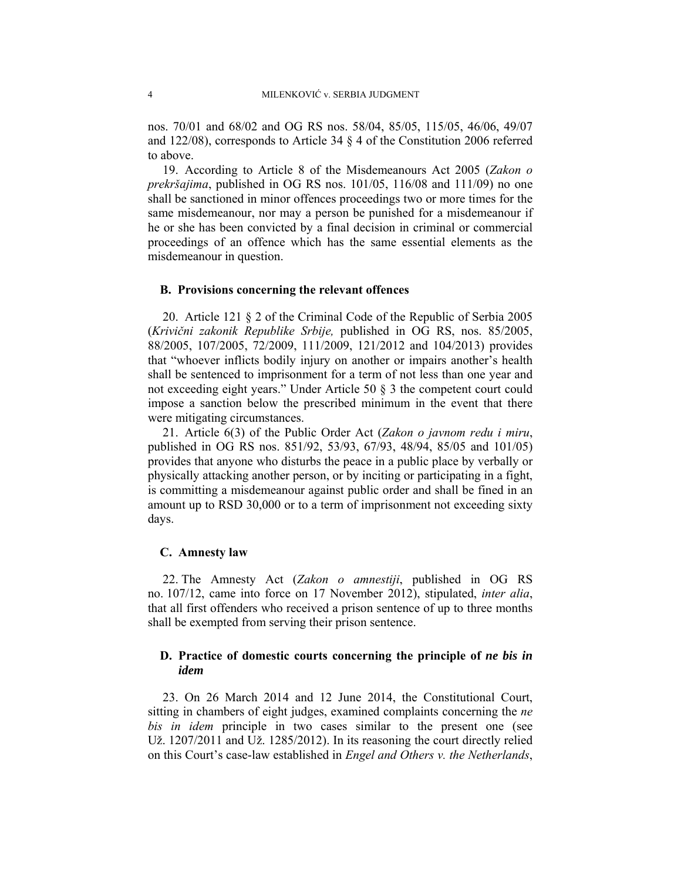nos. 70/01 and 68/02 and OG RS nos. 58/04, 85/05, 115/05, 46/06, 49/07 and 122/08), corresponds to Article 34 § 4 of the Constitution 2006 referred to above.

19. According to Article 8 of the Misdemeanours Act 2005 (*Zakon o prekršajima*, published in OG RS nos. 101/05, 116/08 and 111/09) no one shall be sanctioned in minor offences proceedings two or more times for the same misdemeanour, nor may a person be punished for a misdemeanour if he or she has been convicted by a final decision in criminal or commercial proceedings of an offence which has the same essential elements as the misdemeanour in question.

### B. Provisions concerning the relevant offences

20. Article 121 § 2 of the Criminal Code of the Republic of Serbia 2005 (*Krivični zakonik Republike Srbije,* published in OG RS, nos. 85/2005, 88/2005, 107/2005, 72/2009, 111/2009, 121/2012 and 104/2013) provides that "whoever inflicts bodily injury on another or impairs another's health shall be sentenced to imprisonment for a term of not less than one year and not exceeding eight years." Under Article 50 § 3 the competent court could impose a sanction below the prescribed minimum in the event that there were mitigating circumstances.

21. Article 6(3) of the Public Order Act (*Zakon o javnom redu i miru*, published in OG RS nos. 851/92, 53/93, 67/93, 48/94, 85/05 and 101/05) provides that anyone who disturbs the peace in a public place by verbally or physically attacking another person, or by inciting or participating in a fight, is committing a misdemeanour against public order and shall be fined in an amount up to RSD 30,000 or to a term of imprisonment not exceeding sixty days.

### C. Amnesty law

22. The Amnesty Act (*Zakon o amnestiji*, published in OG RS no. 107/12, came into force on 17 November 2012), stipulated, *inter alia*, that all first offenders who received a prison sentence of up to three months shall be exempted from serving their prison sentence.

### D. Practice of domestic courts concerning the principle of *ne bis in idem*

23. On 26 March 2014 and 12 June 2014, the Constitutional Court, sitting in chambers of eight judges, examined complaints concerning the *ne bis in idem* principle in two cases similar to the present one (see Už. 1207/2011 and Už. 1285/2012). In its reasoning the court directly relied on this Court's case-law established in *Engel and Others v. the Netherlands*,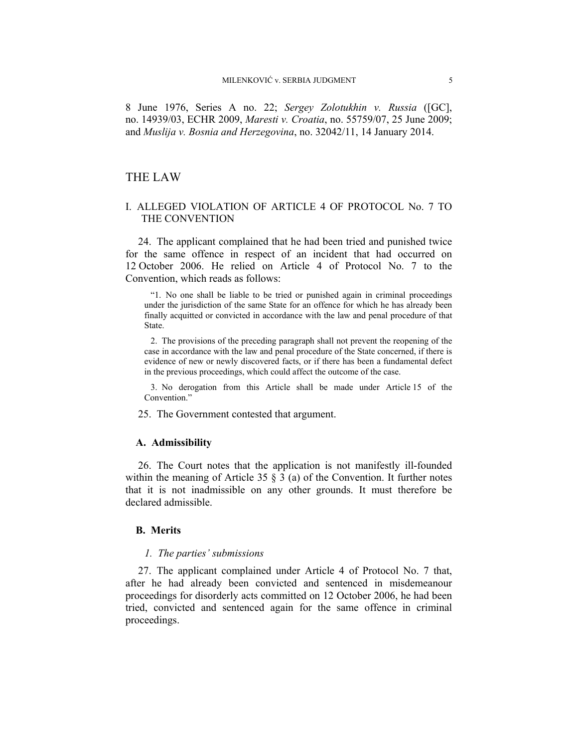8 June 1976, Series A no. 22; *Sergey Zolotukhin v. Russia* ([GC], no. 14939/03, ECHR 2009, *Maresti v. Croatia*, no. 55759/07, 25 June 2009; and *Muslija v. Bosnia and Herzegovina*, no. 32042/11, 14 January 2014.

# THE LAW

## I. ALLEGED VIOLATION OF ARTICLE 4 OF PROTOCOL No. 7 TO THE CONVENTION

24. The applicant complained that he had been tried and punished twice for the same offence in respect of an incident that had occurred on 12 October 2006. He relied on Article 4 of Protocol No. 7 to the Convention, which reads as follows:

> "1. No one shall be liable to be tried or punished again in criminal proceedings under the jurisdiction of the same State for an offence for which he has already been finally acquitted or convicted in accordance with the law and penal procedure of that State.
>
> 2. The provisions of the preceding paragraph shall not prevent the reopening of the case in accordance with the law and penal procedure of the State concerned, if there is evidence of new or newly discovered facts, or if there has been a fundamental defect in the previous proceedings, which could affect the outcome of the case.
>
> 3. No derogation from this Article shall be made under Article 15 of the Convention."

25. The Government contested that argument.

### A. Admissibility

26. The Court notes that the application is not manifestly ill-founded within the meaning of Article 35 § 3 (a) of the Convention. It further notes that it is not inadmissible on any other grounds. It must therefore be declared admissible.

### B. Merits

#### *1. The parties' submissions*

27. The applicant complained under Article 4 of Protocol No. 7 that, after he had already been convicted and sentenced in misdemeanour proceedings for disorderly acts committed on 12 October 2006, he had been tried, convicted and sentenced again for the same offence in criminal proceedings.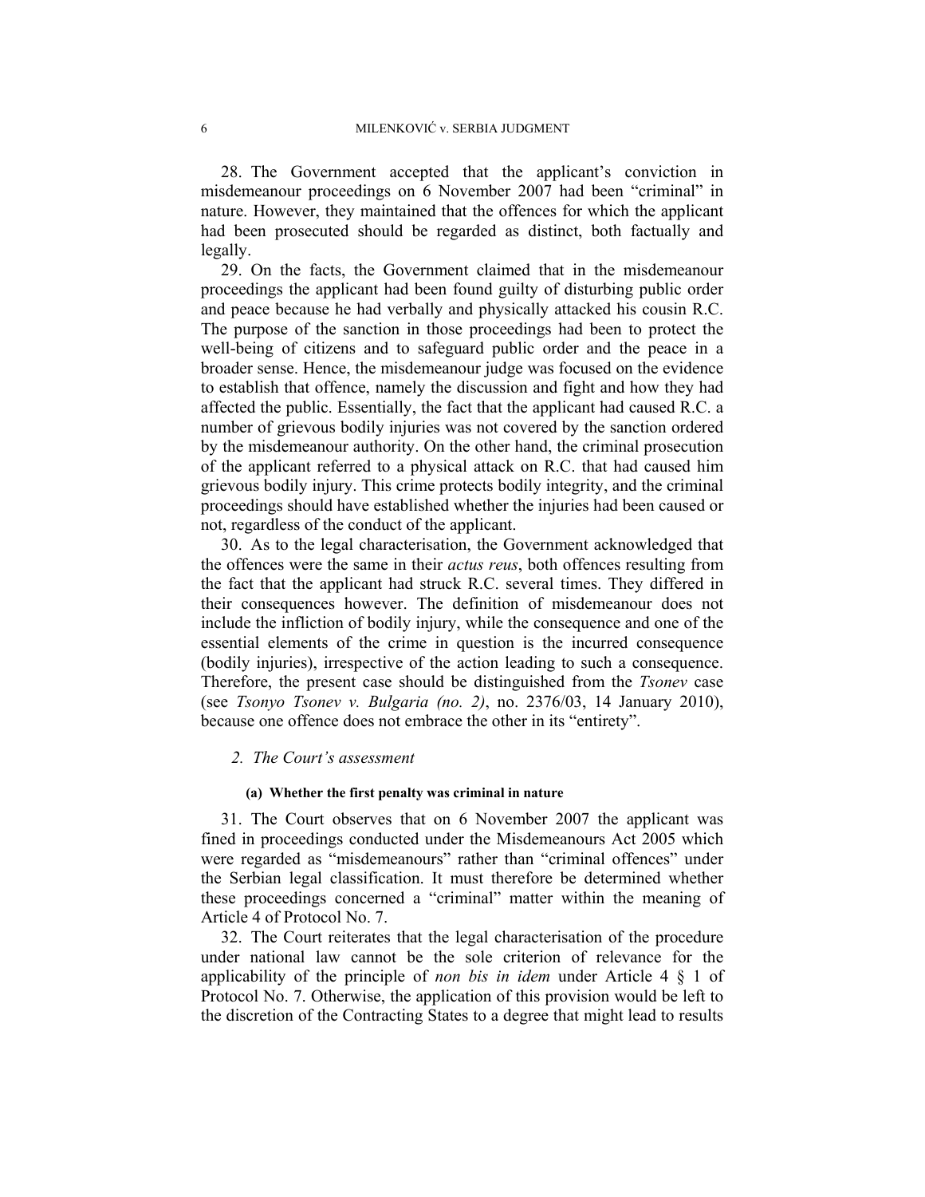28. The Government accepted that the applicant's conviction in misdemeanour proceedings on 6 November 2007 had been "criminal" in nature. However, they maintained that the offences for which the applicant had been prosecuted should be regarded as distinct, both factually and legally.

29. On the facts, the Government claimed that in the misdemeanour proceedings the applicant had been found guilty of disturbing public order and peace because he had verbally and physically attacked his cousin R.C. The purpose of the sanction in those proceedings had been to protect the well-being of citizens and to safeguard public order and the peace in a broader sense. Hence, the misdemeanour judge was focused on the evidence to establish that offence, namely the discussion and fight and how they had affected the public. Essentially, the fact that the applicant had caused R.C. a number of grievous bodily injuries was not covered by the sanction ordered by the misdemeanour authority. On the other hand, the criminal prosecution of the applicant referred to a physical attack on R.C. that had caused him grievous bodily injury. This crime protects bodily integrity, and the criminal proceedings should have established whether the injuries had been caused or not, regardless of the conduct of the applicant.

30. As to the legal characterisation, the Government acknowledged that the offences were the same in their *actus reus*, both offences resulting from the fact that the applicant had struck R.C. several times. They differed in their consequences however. The definition of misdemeanour does not include the infliction of bodily injury, while the consequence and one of the essential elements of the crime in question is the incurred consequence (bodily injuries), irrespective of the action leading to such a consequence. Therefore, the present case should be distinguished from the *Tsonev* case (see *Tsonyo Tsonev v. Bulgaria (no. 2)*, no. 2376/03, 14 January 2010), because one offence does not embrace the other in its "entirety".

### *2. The Court's assessment*

#### **(a) Whether the first penalty was criminal in nature**

31. The Court observes that on 6 November 2007 the applicant was fined in proceedings conducted under the Misdemeanours Act 2005 which were regarded as "misdemeanours" rather than "criminal offences" under the Serbian legal classification. It must therefore be determined whether these proceedings concerned a "criminal" matter within the meaning of Article 4 of Protocol No. 7.

32. The Court reiterates that the legal characterisation of the procedure under national law cannot be the sole criterion of relevance for the applicability of the principle of *non bis in idem* under Article 4 § 1 of Protocol No. 7. Otherwise, the application of this provision would be left to the discretion of the Contracting States to a degree that might lead to results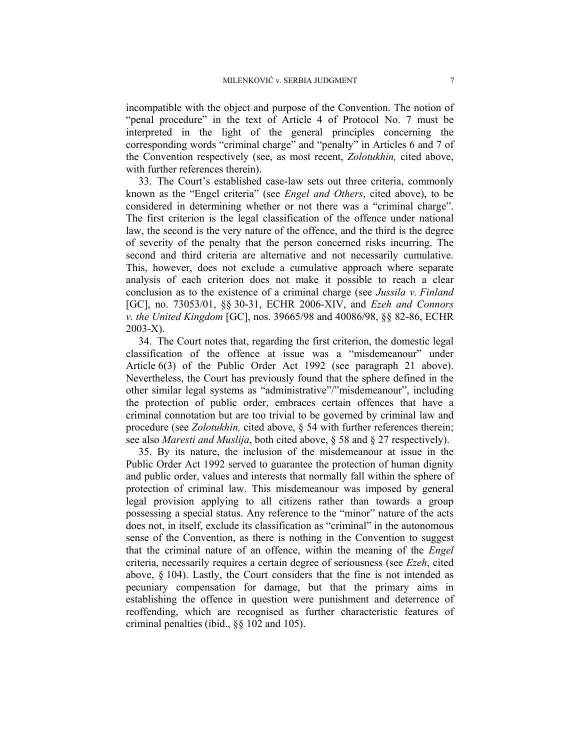incompatible with the object and purpose of the Convention. The notion of "penal procedure" in the text of Article 4 of Protocol No. 7 must be interpreted in the light of the general principles concerning the corresponding words "criminal charge" and "penalty" in Articles 6 and 7 of the Convention respectively (see, as most recent, *Zolotukhin,* cited above, with further references therein).

33. The Court's established case-law sets out three criteria, commonly known as the "Engel criteria" (see *Engel and Others*, cited above), to be considered in determining whether or not there was a "criminal charge". The first criterion is the legal classification of the offence under national law, the second is the very nature of the offence, and the third is the degree of severity of the penalty that the person concerned risks incurring. The second and third criteria are alternative and not necessarily cumulative. This, however, does not exclude a cumulative approach where separate analysis of each criterion does not make it possible to reach a clear conclusion as to the existence of a criminal charge (see *Jussila v. Finland* [GC], no. 73053/01, §§ 30-31, ECHR 2006-XIV, and *Ezeh and Connors v. the United Kingdom* [GC], nos. 39665/98 and 40086/98, §§ 82-86, ECHR 2003-X).

34. The Court notes that, regarding the first criterion, the domestic legal classification of the offence at issue was a "misdemeanour" under Article 6(3) of the Public Order Act 1992 (see paragraph 21 above). Nevertheless, the Court has previously found that the sphere defined in the other similar legal systems as "administrative"/"misdemeanour", including the protection of public order, embraces certain offences that have a criminal connotation but are too trivial to be governed by criminal law and procedure (see *Zolotukhin,* cited above, § 54 with further references therein; see also *Maresti and Muslija*, both cited above, § 58 and § 27 respectively).

35. By its nature, the inclusion of the misdemeanour at issue in the Public Order Act 1992 served to guarantee the protection of human dignity and public order, values and interests that normally fall within the sphere of protection of criminal law. This misdemeanour was imposed by general legal provision applying to all citizens rather than towards a group possessing a special status. Any reference to the "minor" nature of the acts does not, in itself, exclude its classification as "criminal" in the autonomous sense of the Convention, as there is nothing in the Convention to suggest that the criminal nature of an offence, within the meaning of the *Engel* criteria, necessarily requires a certain degree of seriousness (see *Ezeh*, cited above, § 104). Lastly, the Court considers that the fine is not intended as pecuniary compensation for damage, but that the primary aims in establishing the offence in question were punishment and deterrence of reoffending, which are recognised as further characteristic features of criminal penalties (ibid., §§ 102 and 105).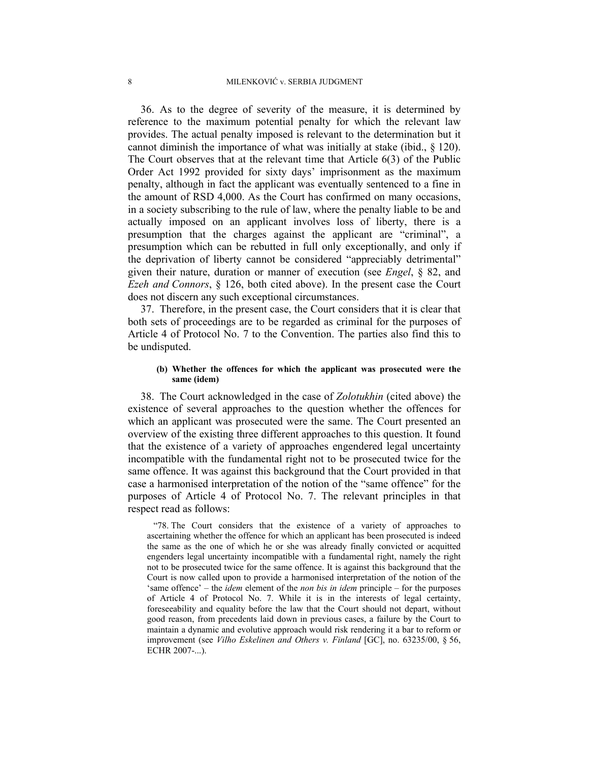36. As to the degree of severity of the measure, it is determined by reference to the maximum potential penalty for which the relevant law provides. The actual penalty imposed is relevant to the determination but it cannot diminish the importance of what was initially at stake (ibid., § 120). The Court observes that at the relevant time that Article 6(3) of the Public Order Act 1992 provided for sixty days' imprisonment as the maximum penalty, although in fact the applicant was eventually sentenced to a fine in the amount of RSD 4,000. As the Court has confirmed on many occasions, in a society subscribing to the rule of law, where the penalty liable to be and actually imposed on an applicant involves loss of liberty, there is a presumption that the charges against the applicant are "criminal", a presumption which can be rebutted in full only exceptionally, and only if the deprivation of liberty cannot be considered "appreciably detrimental" given their nature, duration or manner of execution (see *Engel*, § 82, and *Ezeh and Connors*, § 126, both cited above). In the present case the Court does not discern any such exceptional circumstances.

37. Therefore, in the present case, the Court considers that it is clear that both sets of proceedings are to be regarded as criminal for the purposes of Article 4 of Protocol No. 7 to the Convention. The parties also find this to be undisputed.

#### (b) Whether the offences for which the applicant was prosecuted were the same (idem)

38. The Court acknowledged in the case of *Zolotukhin* (cited above) the existence of several approaches to the question whether the offences for which an applicant was prosecuted were the same. The Court presented an overview of the existing three different approaches to this question. It found that the existence of a variety of approaches engendered legal uncertainty incompatible with the fundamental right not to be prosecuted twice for the same offence. It was against this background that the Court provided in that case a harmonised interpretation of the notion of the "same offence" for the purposes of Article 4 of Protocol No. 7. The relevant principles in that respect read as follows:

> "78. The Court considers that the existence of a variety of approaches to ascertaining whether the offence for which an applicant has been prosecuted is indeed the same as the one of which he or she was already finally convicted or acquitted engenders legal uncertainty incompatible with a fundamental right, namely the right not to be prosecuted twice for the same offence. It is against this background that the Court is now called upon to provide a harmonised interpretation of the notion of the 'same offence' – the *idem* element of the *non bis in idem* principle – for the purposes of Article 4 of Protocol No. 7. While it is in the interests of legal certainty, foreseeability and equality before the law that the Court should not depart, without good reason, from precedents laid down in previous cases, a failure by the Court to maintain a dynamic and evolutive approach would risk rendering it a bar to reform or improvement (see *Vilho Eskelinen and Others v. Finland* [GC], no. 63235/00, § 56, ECHR 2007-...).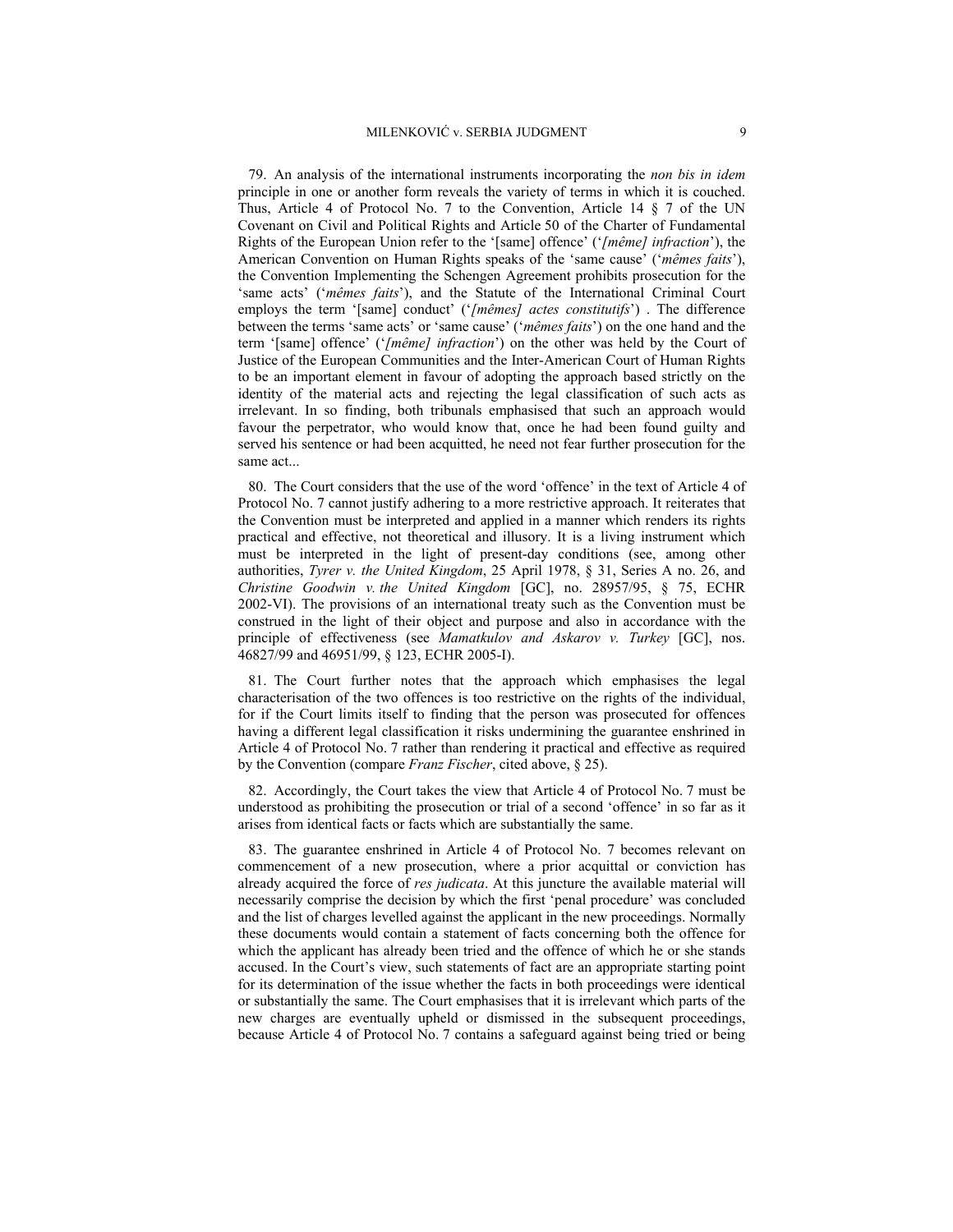79. An analysis of the international instruments incorporating the *non bis in idem* principle in one or another form reveals the variety of terms in which it is couched. Thus, Article 4 of Protocol No. 7 to the Convention, Article 14 § 7 of the UN Covenant on Civil and Political Rights and Article 50 of the Charter of Fundamental Rights of the European Union refer to the '[same] offence' ('*[même] infraction*'), the American Convention on Human Rights speaks of the 'same cause' ('*mêmes faits*'), the Convention Implementing the Schengen Agreement prohibits prosecution for the 'same acts' ('*mêmes faits*'), and the Statute of the International Criminal Court employs the term '[same] conduct' ('*[mêmes] actes constitutifs*') . The difference between the terms 'same acts' or 'same cause' ('*mêmes faits*') on the one hand and the term '[same] offence' ('*[même] infraction*') on the other was held by the Court of Justice of the European Communities and the Inter-American Court of Human Rights to be an important element in favour of adopting the approach based strictly on the identity of the material acts and rejecting the legal classification of such acts as irrelevant. In so finding, both tribunals emphasised that such an approach would favour the perpetrator, who would know that, once he had been found guilty and served his sentence or had been acquitted, he need not fear further prosecution for the same act...

80. The Court considers that the use of the word 'offence' in the text of Article 4 of Protocol No. 7 cannot justify adhering to a more restrictive approach. It reiterates that the Convention must be interpreted and applied in a manner which renders its rights practical and effective, not theoretical and illusory. It is a living instrument which must be interpreted in the light of present-day conditions (see, among other authorities, *Tyrer v. the United Kingdom*, 25 April 1978, § 31, Series A no. 26, and *Christine Goodwin v. the United Kingdom* [GC], no. 28957/95, § 75, ECHR 2002-VI). The provisions of an international treaty such as the Convention must be construed in the light of their object and purpose and also in accordance with the principle of effectiveness (see *Mamatkulov and Askarov v. Turkey* [GC], nos. 46827/99 and 46951/99, § 123, ECHR 2005-I).

81. The Court further notes that the approach which emphasises the legal characterisation of the two offences is too restrictive on the rights of the individual, for if the Court limits itself to finding that the person was prosecuted for offences having a different legal classification it risks undermining the guarantee enshrined in Article 4 of Protocol No. 7 rather than rendering it practical and effective as required by the Convention (compare *Franz Fischer*, cited above, § 25).

82. Accordingly, the Court takes the view that Article 4 of Protocol No. 7 must be understood as prohibiting the prosecution or trial of a second 'offence' in so far as it arises from identical facts or facts which are substantially the same.

83. The guarantee enshrined in Article 4 of Protocol No. 7 becomes relevant on commencement of a new prosecution, where a prior acquittal or conviction has already acquired the force of *res judicata*. At this juncture the available material will necessarily comprise the decision by which the first 'penal procedure' was concluded and the list of charges levelled against the applicant in the new proceedings. Normally these documents would contain a statement of facts concerning both the offence for which the applicant has already been tried and the offence of which he or she stands accused. In the Court's view, such statements of fact are an appropriate starting point for its determination of the issue whether the facts in both proceedings were identical or substantially the same. The Court emphasises that it is irrelevant which parts of the new charges are eventually upheld or dismissed in the subsequent proceedings, because Article 4 of Protocol No. 7 contains a safeguard against being tried or being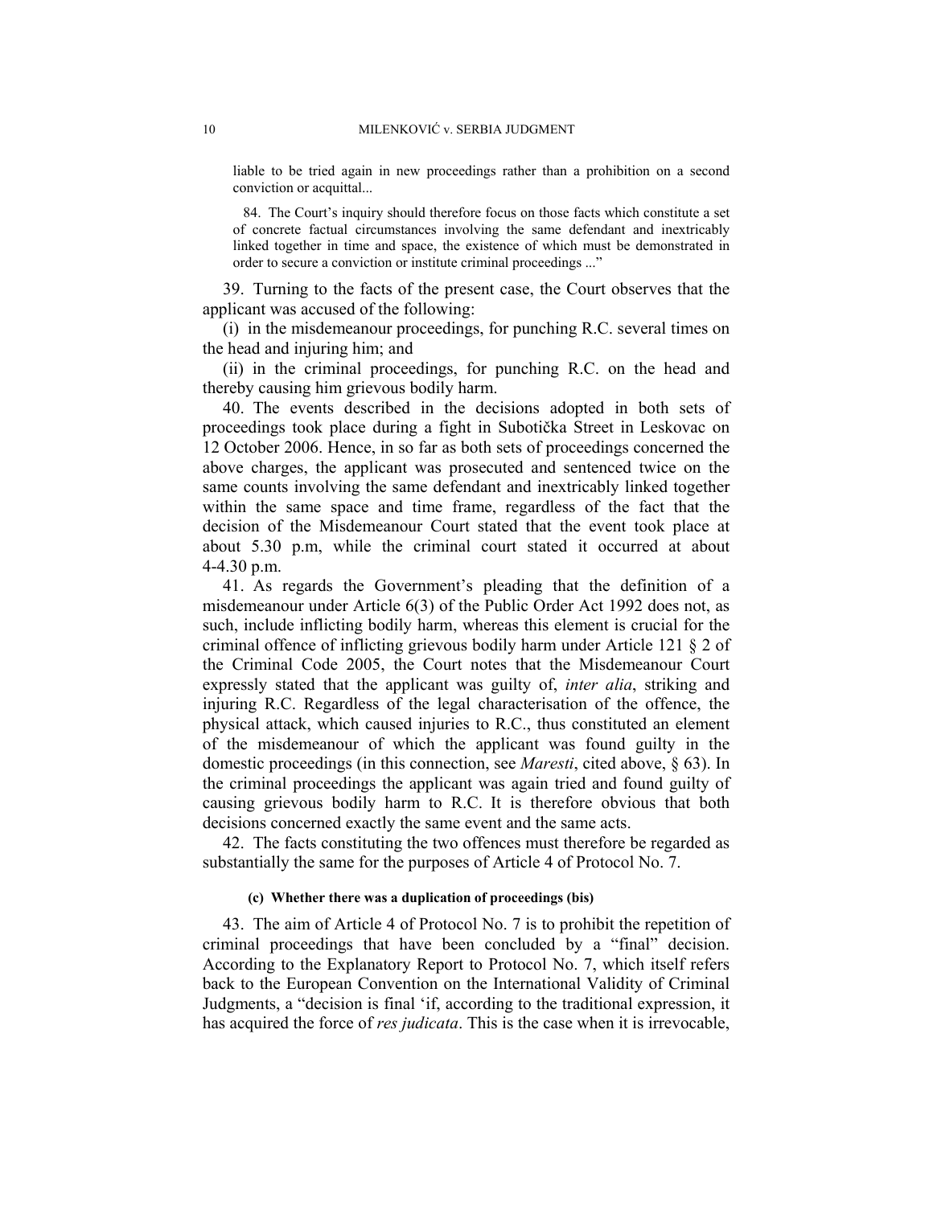liable to be tried again in new proceedings rather than a prohibition on a second conviction or acquittal...

84. The Court's inquiry should therefore focus on those facts which constitute a set of concrete factual circumstances involving the same defendant and inextricably linked together in time and space, the existence of which must be demonstrated in order to secure a conviction or institute criminal proceedings ..."

39. Turning to the facts of the present case, the Court observes that the applicant was accused of the following:

(i) in the misdemeanour proceedings, for punching R.C. several times on the head and injuring him; and

(ii) in the criminal proceedings, for punching R.C. on the head and thereby causing him grievous bodily harm.

40. The events described in the decisions adopted in both sets of proceedings took place during a fight in Subotička Street in Leskovac on 12 October 2006. Hence, in so far as both sets of proceedings concerned the above charges, the applicant was prosecuted and sentenced twice on the same counts involving the same defendant and inextricably linked together within the same space and time frame, regardless of the fact that the decision of the Misdemeanour Court stated that the event took place at about 5.30 p.m, while the criminal court stated it occurred at about 4-4.30 p.m.

41. As regards the Government's pleading that the definition of a misdemeanour under Article 6(3) of the Public Order Act 1992 does not, as such, include inflicting bodily harm, whereas this element is crucial for the criminal offence of inflicting grievous bodily harm under Article 121 § 2 of the Criminal Code 2005, the Court notes that the Misdemeanour Court expressly stated that the applicant was guilty of, *inter alia*, striking and injuring R.C. Regardless of the legal characterisation of the offence, the physical attack, which caused injuries to R.C., thus constituted an element of the misdemeanour of which the applicant was found guilty in the domestic proceedings (in this connection, see *Maresti*, cited above, § 63). In the criminal proceedings the applicant was again tried and found guilty of causing grievous bodily harm to R.C. It is therefore obvious that both decisions concerned exactly the same event and the same acts.

42. The facts constituting the two offences must therefore be regarded as substantially the same for the purposes of Article 4 of Protocol No. 7.

#### (c) Whether there was a duplication of proceedings (bis)

43. The aim of Article 4 of Protocol No. 7 is to prohibit the repetition of criminal proceedings that have been concluded by a "final" decision. According to the Explanatory Report to Protocol No. 7, which itself refers back to the European Convention on the International Validity of Criminal Judgments, a "decision is final 'if, according to the traditional expression, it has acquired the force of *res judicata*. This is the case when it is irrevocable,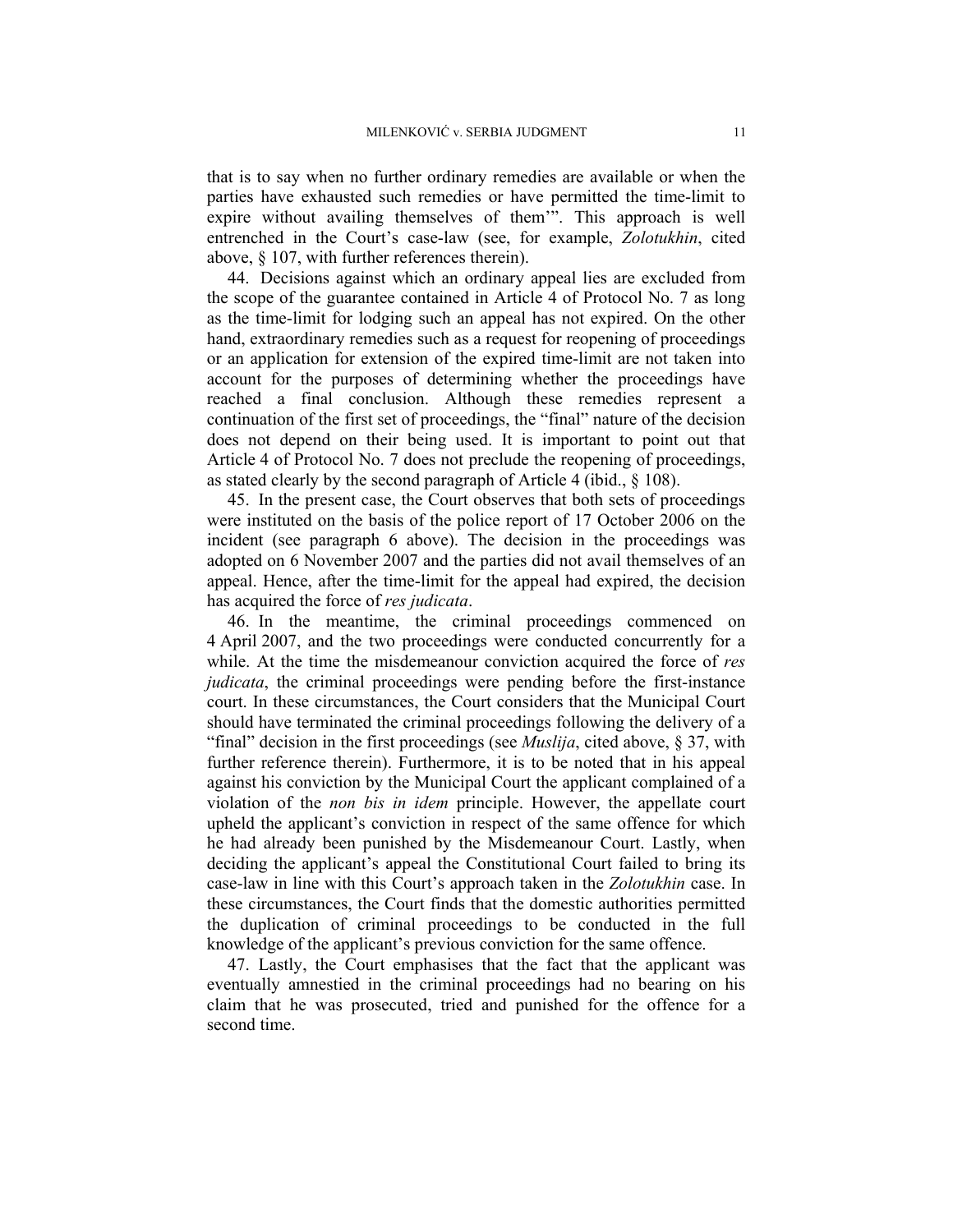that is to say when no further ordinary remedies are available or when the parties have exhausted such remedies or have permitted the time-limit to expire without availing themselves of them'". This approach is well entrenched in the Court's case-law (see, for example, *Zolotukhin*, cited above, § 107, with further references therein).

44. Decisions against which an ordinary appeal lies are excluded from the scope of the guarantee contained in Article 4 of Protocol No. 7 as long as the time-limit for lodging such an appeal has not expired. On the other hand, extraordinary remedies such as a request for reopening of proceedings or an application for extension of the expired time-limit are not taken into account for the purposes of determining whether the proceedings have reached a final conclusion. Although these remedies represent a continuation of the first set of proceedings, the "final" nature of the decision does not depend on their being used. It is important to point out that Article 4 of Protocol No. 7 does not preclude the reopening of proceedings, as stated clearly by the second paragraph of Article 4 (ibid., § 108).

45. In the present case, the Court observes that both sets of proceedings were instituted on the basis of the police report of 17 October 2006 on the incident (see paragraph 6 above). The decision in the proceedings was adopted on 6 November 2007 and the parties did not avail themselves of an appeal. Hence, after the time-limit for the appeal had expired, the decision has acquired the force of *res judicata*.

46. In the meantime, the criminal proceedings commenced on 4 April 2007, and the two proceedings were conducted concurrently for a while. At the time the misdemeanour conviction acquired the force of *res judicata*, the criminal proceedings were pending before the first-instance court. In these circumstances, the Court considers that the Municipal Court should have terminated the criminal proceedings following the delivery of a "final" decision in the first proceedings (see *Muslija*, cited above, § 37, with further reference therein). Furthermore, it is to be noted that in his appeal against his conviction by the Municipal Court the applicant complained of a violation of the *non bis in idem* principle. However, the appellate court upheld the applicant's conviction in respect of the same offence for which he had already been punished by the Misdemeanour Court. Lastly, when deciding the applicant's appeal the Constitutional Court failed to bring its case-law in line with this Court's approach taken in the *Zolotukhin* case. In these circumstances, the Court finds that the domestic authorities permitted the duplication of criminal proceedings to be conducted in the full knowledge of the applicant's previous conviction for the same offence.

47. Lastly, the Court emphasises that the fact that the applicant was eventually amnestied in the criminal proceedings had no bearing on his claim that he was prosecuted, tried and punished for the offence for a second time.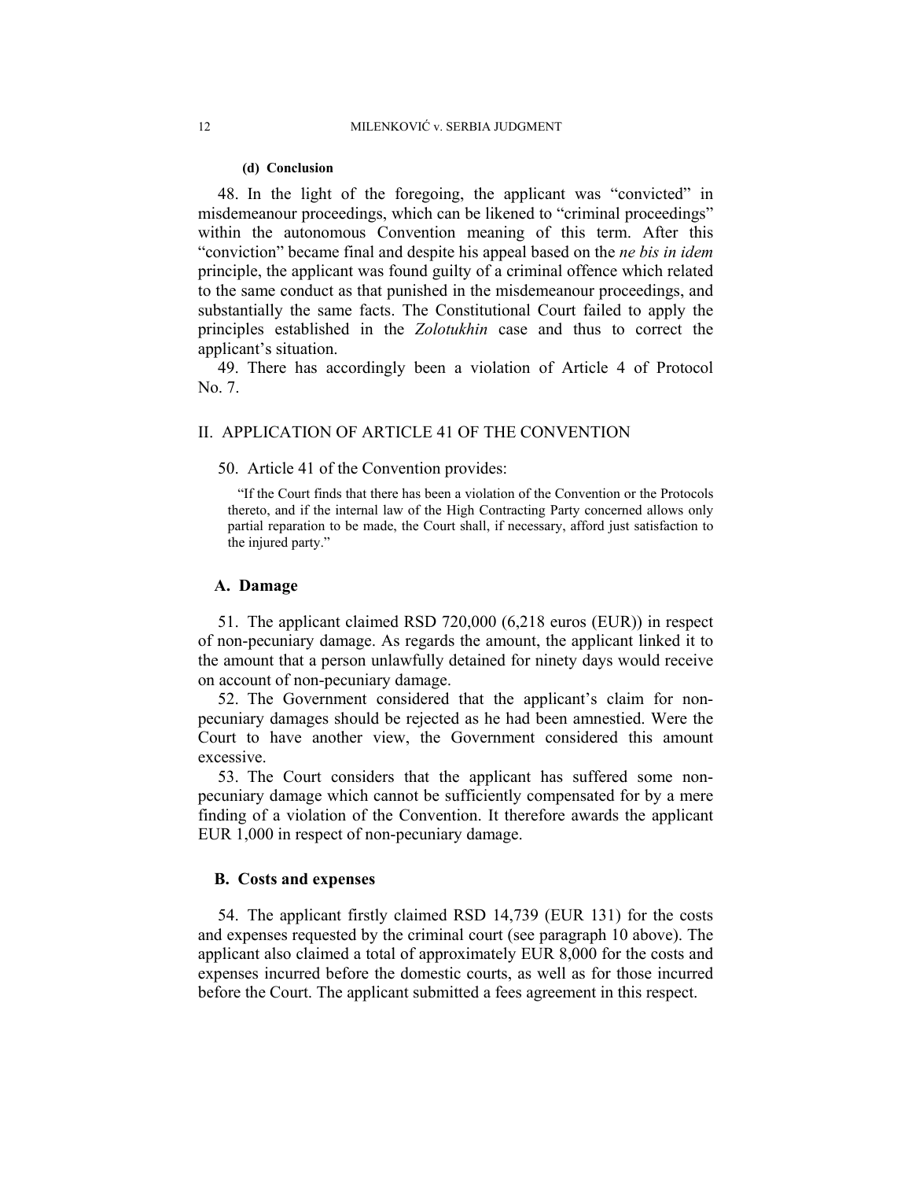#### (d) Conclusion

48. In the light of the foregoing, the applicant was "convicted" in misdemeanour proceedings, which can be likened to "criminal proceedings" within the autonomous Convention meaning of this term. After this "conviction" became final and despite his appeal based on the *ne bis in idem* principle, the applicant was found guilty of a criminal offence which related to the same conduct as that punished in the misdemeanour proceedings, and substantially the same facts. The Constitutional Court failed to apply the principles established in the *Zolotukhin* case and thus to correct the applicant's situation.

49. There has accordingly been a violation of Article 4 of Protocol No. 7.

## II. APPLICATION OF ARTICLE 41 OF THE CONVENTION

50. Article 41 of the Convention provides:

> "If the Court finds that there has been a violation of the Convention or the Protocols thereto, and if the internal law of the High Contracting Party concerned allows only partial reparation to be made, the Court shall, if necessary, afford just satisfaction to the injured party."

### A. Damage

51. The applicant claimed RSD 720,000 (6,218 euros (EUR)) in respect of non-pecuniary damage. As regards the amount, the applicant linked it to the amount that a person unlawfully detained for ninety days would receive on account of non-pecuniary damage.

52. The Government considered that the applicant's claim for non-pecuniary damages should be rejected as he had been amnestied. Were the Court to have another view, the Government considered this amount excessive.

53. The Court considers that the applicant has suffered some non-pecuniary damage which cannot be sufficiently compensated for by a mere finding of a violation of the Convention. It therefore awards the applicant EUR 1,000 in respect of non-pecuniary damage.

### B. Costs and expenses

54. The applicant firstly claimed RSD 14,739 (EUR 131) for the costs and expenses requested by the criminal court (see paragraph 10 above). The applicant also claimed a total of approximately EUR 8,000 for the costs and expenses incurred before the domestic courts, as well as for those incurred before the Court. The applicant submitted a fees agreement in this respect.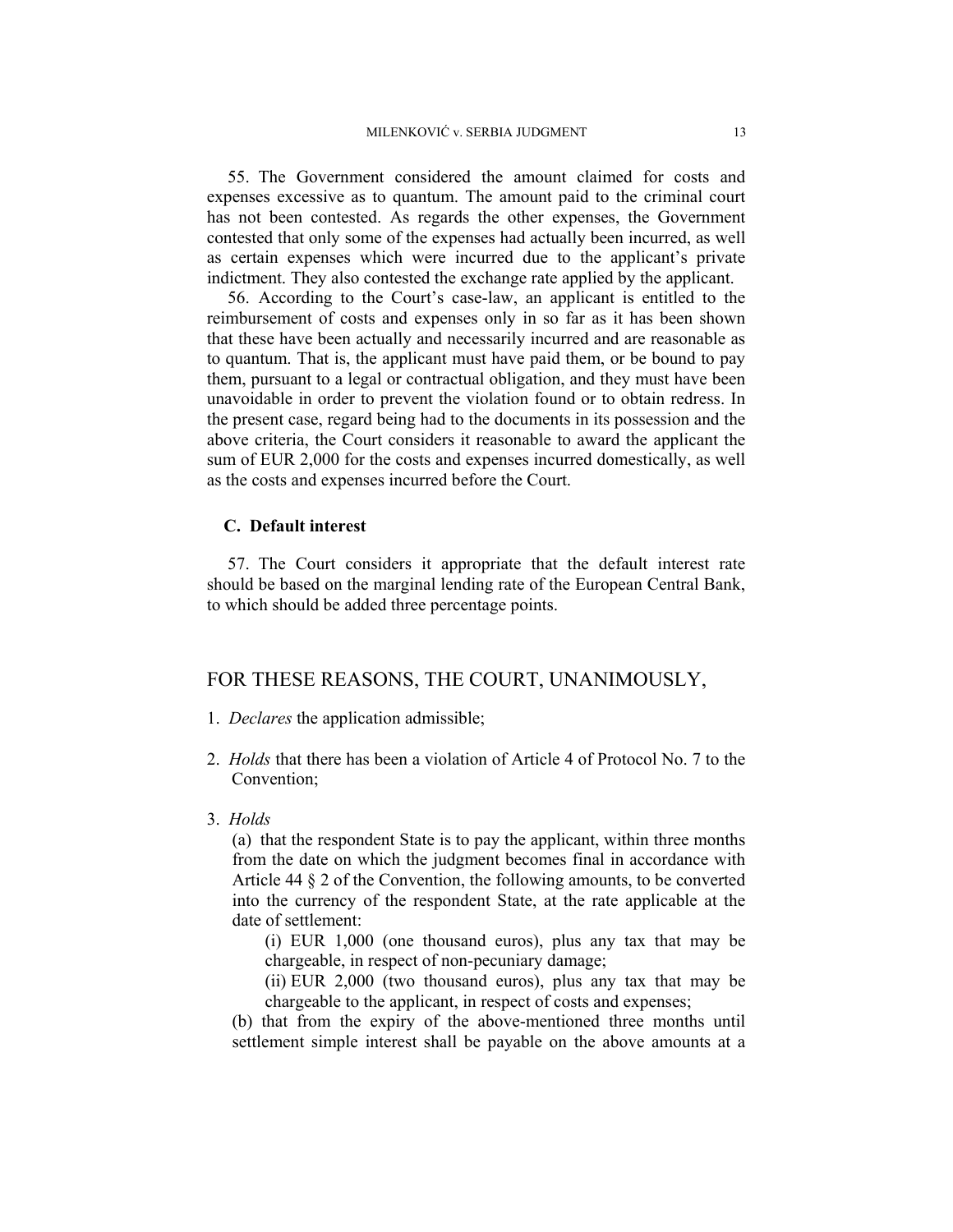55. The Government considered the amount claimed for costs and expenses excessive as to quantum. The amount paid to the criminal court has not been contested. As regards the other expenses, the Government contested that only some of the expenses had actually been incurred, as well as certain expenses which were incurred due to the applicant's private indictment. They also contested the exchange rate applied by the applicant.

56. According to the Court's case-law, an applicant is entitled to the reimbursement of costs and expenses only in so far as it has been shown that these have been actually and necessarily incurred and are reasonable as to quantum. That is, the applicant must have paid them, or be bound to pay them, pursuant to a legal or contractual obligation, and they must have been unavoidable in order to prevent the violation found or to obtain redress. In the present case, regard being had to the documents in its possession and the above criteria, the Court considers it reasonable to award the applicant the sum of EUR 2,000 for the costs and expenses incurred domestically, as well as the costs and expenses incurred before the Court.

### C. Default interest

57. The Court considers it appropriate that the default interest rate should be based on the marginal lending rate of the European Central Bank, to which should be added three percentage points.

## FOR THESE REASONS, THE COURT, UNANIMOUSLY,

1. *Declares* the application admissible;

2. *Holds* that there has been a violation of Article 4 of Protocol No. 7 to the Convention;

3. *Holds*

   (a) that the respondent State is to pay the applicant, within three months from the date on which the judgment becomes final in accordance with Article 44 § 2 of the Convention, the following amounts, to be converted into the currency of the respondent State, at the rate applicable at the date of settlement:

   (i) EUR 1,000 (one thousand euros), plus any tax that may be chargeable, in respect of non-pecuniary damage;

   (ii) EUR 2,000 (two thousand euros), plus any tax that may be chargeable to the applicant, in respect of costs and expenses;

   (b) that from the expiry of the above-mentioned three months until settlement simple interest shall be payable on the above amounts at a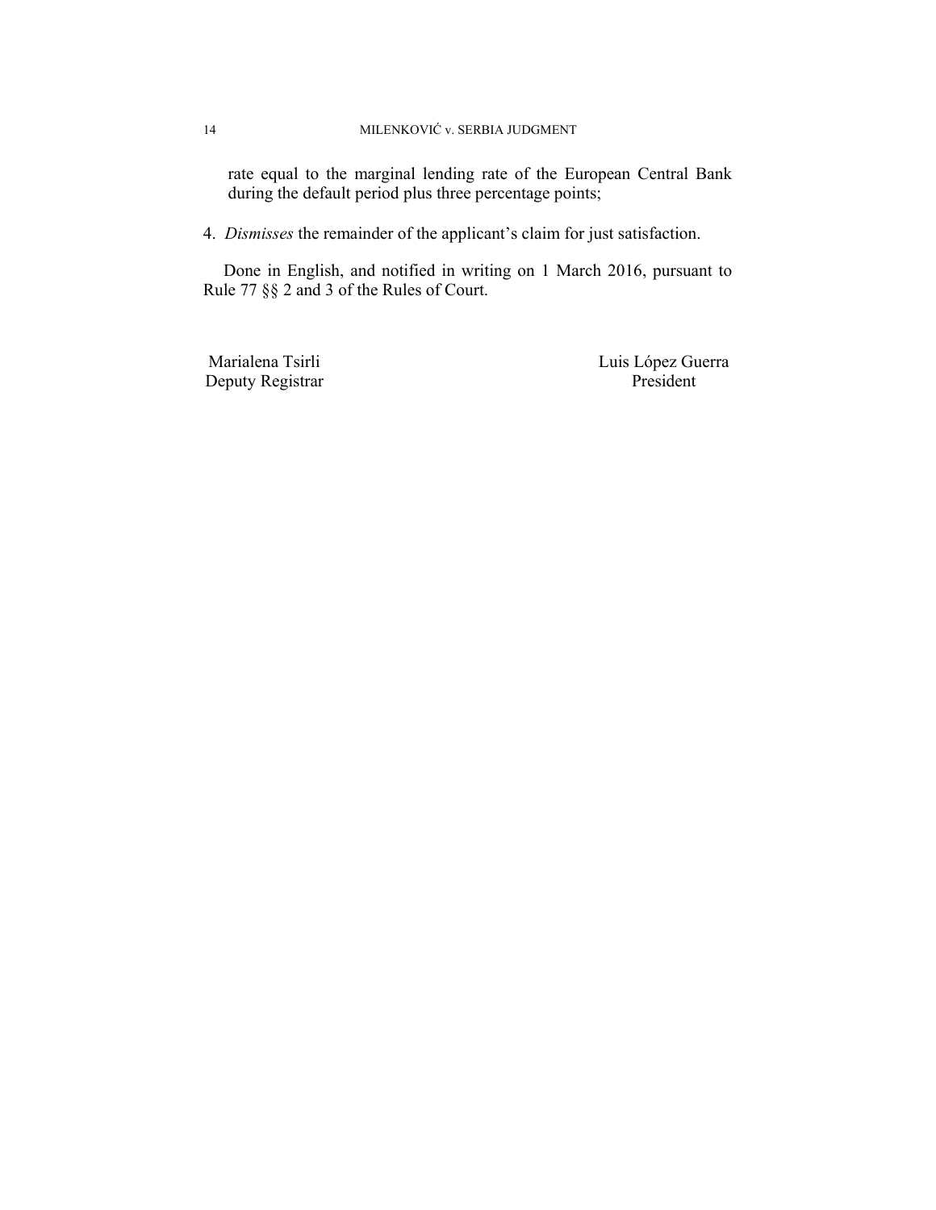rate equal to the marginal lending rate of the European Central Bank during the default period plus three percentage points;

4. *Dismisses* the remainder of the applicant's claim for just satisfaction.

Done in English, and notified in writing on 1 March 2016, pursuant to Rule 77 §§ 2 and 3 of the Rules of Court.

Marialena Tsirli
Deputy Registrar

Luis López Guerra
President